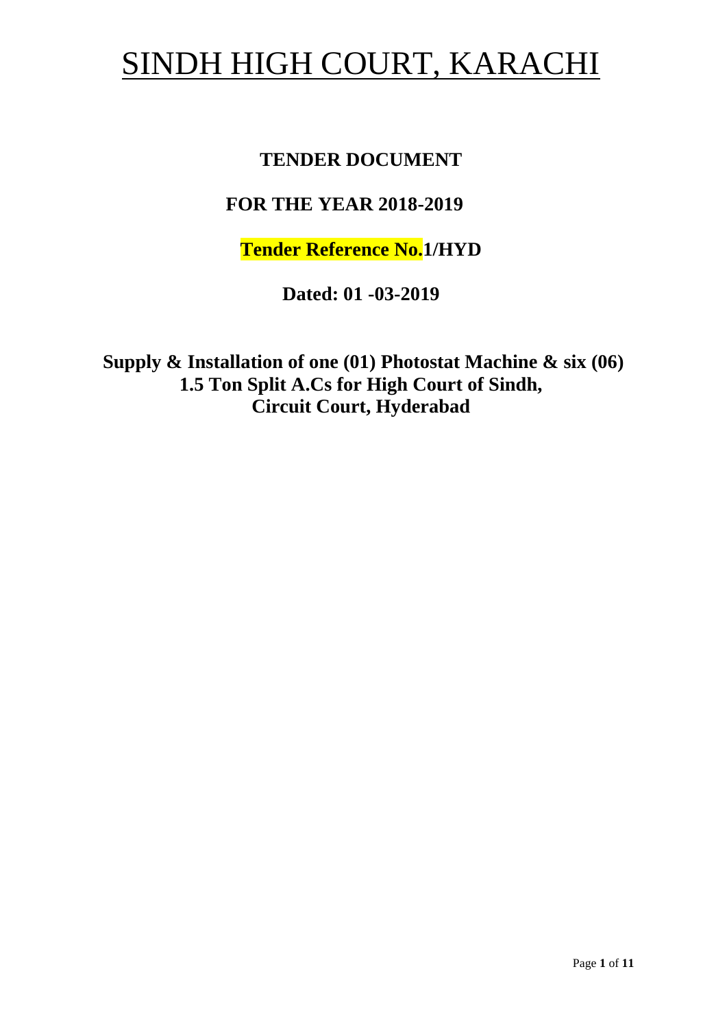# SINDH HIGH COURT, KARACHI

**TENDER DOCUMENT**

**FOR THE YEAR 2018-2019**

**Tender Reference No.1/HYD**

**Dated: 01 -03-2019**

**Supply & Installation of one (01) Photostat Machine & six (06) 1.5 Ton Split A.Cs for High Court of Sindh, Circuit Court, Hyderabad**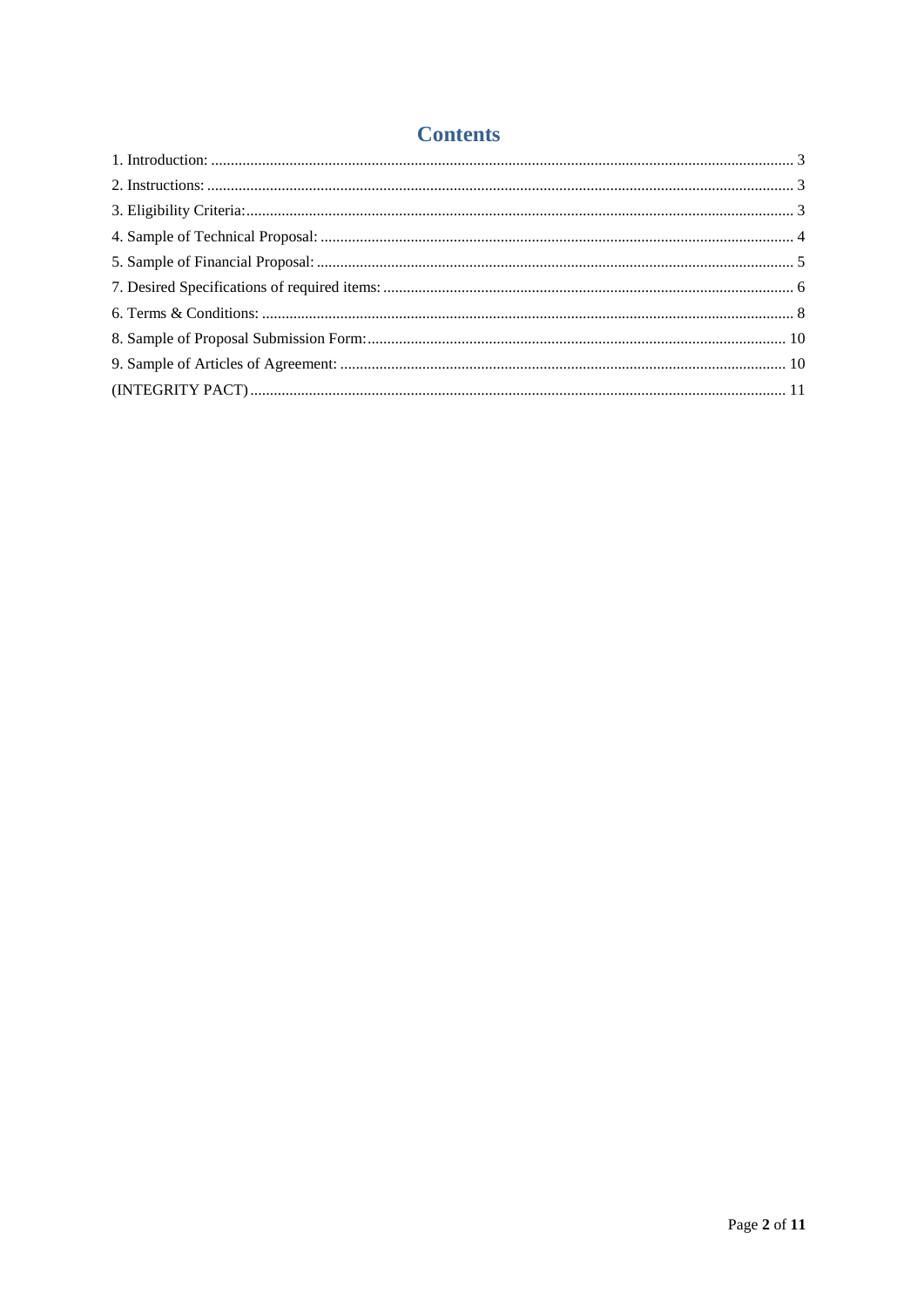# Contents

1. Introduction: 3
2. Instructions: 3
3. Eligibility Criteria: 3
4. Sample of Technical Proposal: 4
5. Sample of Financial Proposal: 5
7. Desired Specifications of required items: 6
6. Terms & Conditions: 8
8. Sample of Proposal Submission Form: 10
9. Sample of Articles of Agreement: 10
(INTEGRITY PACT) 11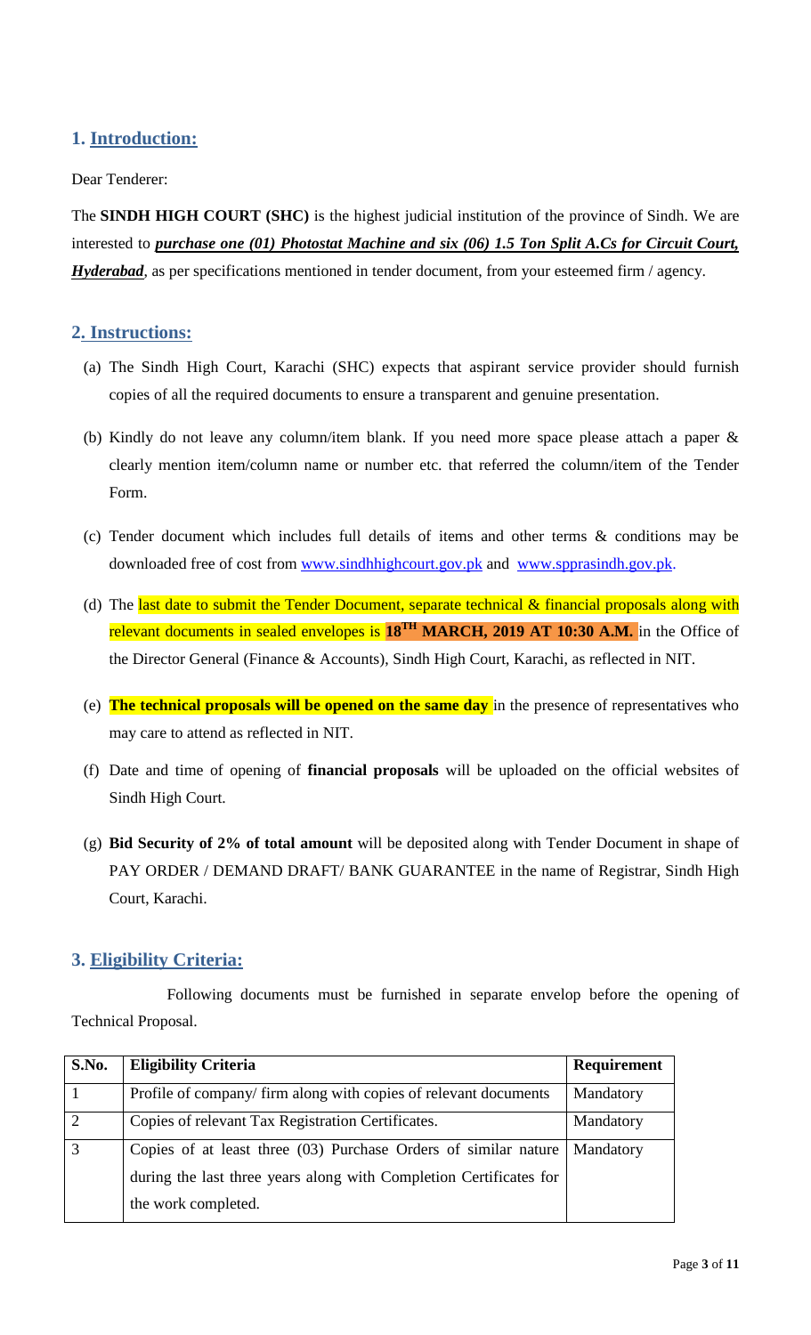## 1. Introduction:

Dear Tenderer:

The **SINDH HIGH COURT (SHC)** is the highest judicial institution of the province of Sindh. We are interested to ***purchase one (01) Photostat Machine and six (06) 1.5 Ton Split A.Cs for Circuit Court, Hyderabad***, as per specifications mentioned in tender document, from your esteemed firm / agency.

## 2. Instructions:

(a) The Sindh High Court, Karachi (SHC) expects that aspirant service provider should furnish copies of all the required documents to ensure a transparent and genuine presentation.

(b) Kindly do not leave any column/item blank. If you need more space please attach a paper & clearly mention item/column name or number etc. that referred the column/item of the Tender Form.

(c) Tender document which includes full details of items and other terms & conditions may be downloaded free of cost from www.sindhhighcourt.gov.pk and www.spprasindh.gov.pk.

(d) The last date to submit the Tender Document, separate technical & financial proposals along with relevant documents in sealed envelopes is **18TH MARCH, 2019 AT 10:30 A.M.** in the Office of the Director General (Finance & Accounts), Sindh High Court, Karachi, as reflected in NIT.

(e) **The technical proposals will be opened on the same day** in the presence of representatives who may care to attend as reflected in NIT.

(f) Date and time of opening of **financial proposals** will be uploaded on the official websites of Sindh High Court.

(g) **Bid Security of 2% of total amount** will be deposited along with Tender Document in shape of PAY ORDER / DEMAND DRAFT/ BANK GUARANTEE in the name of Registrar, Sindh High Court, Karachi.

## 3. Eligibility Criteria:

Following documents must be furnished in separate envelop before the opening of Technical Proposal.

| S.No. | Eligibility Criteria | Requirement |
|---|---|---|
| 1 | Profile of company/ firm along with copies of relevant documents | Mandatory |
| 2 | Copies of relevant Tax Registration Certificates. | Mandatory |
| 3 | Copies of at least three (03) Purchase Orders of similar nature during the last three years along with Completion Certificates for the work completed. | Mandatory |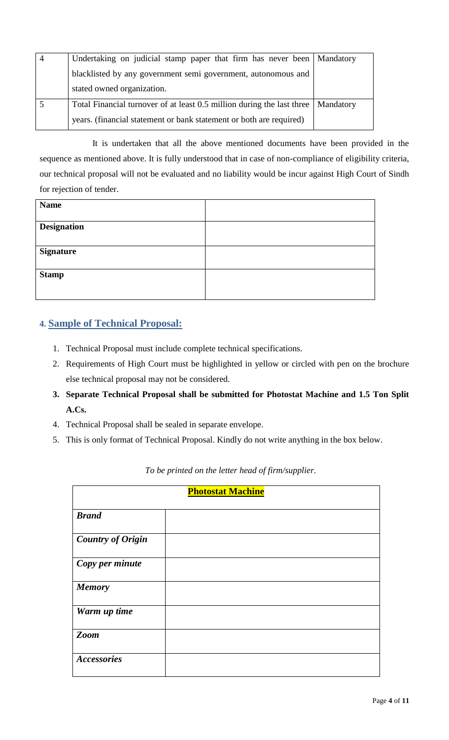| 4 | Undertaking on judicial stamp paper that firm has never been blacklisted by any government semi government, autonomous and stated owned organization. | Mandatory |
|---|---|---|
| 5 | Total Financial turnover of at least 0.5 million during the last three years. (financial statement or bank statement or both are required) | Mandatory |

It is undertaken that all the above mentioned documents have been provided in the sequence as mentioned above. It is fully understood that in case of non-compliance of eligibility criteria, our technical proposal will not be evaluated and no liability would be incur against High Court of Sindh for rejection of tender.

| **Name** | |
|---|---|
| **Designation** | |
| **Signature** | |
| **Stamp** | |

## 4. Sample of Technical Proposal:

1. Technical Proposal must include complete technical specifications.
2. Requirements of High Court must be highlighted in yellow or circled with pen on the brochure else technical proposal may not be considered.
3. **Separate Technical Proposal shall be submitted for Photostat Machine and 1.5 Ton Split A.Cs.**
4. Technical Proposal shall be sealed in separate envelope.
5. This is only format of Technical Proposal. Kindly do not write anything in the box below.

*To be printed on the letter head of firm/supplier.*

| **Photostat Machine** | |
|---|---|
| ***Brand*** | |
| ***Country of Origin*** | |
| ***Copy per minute*** | |
| ***Memory*** | |
| ***Warm up time*** | |
| ***Zoom*** | |
| ***Accessories*** | |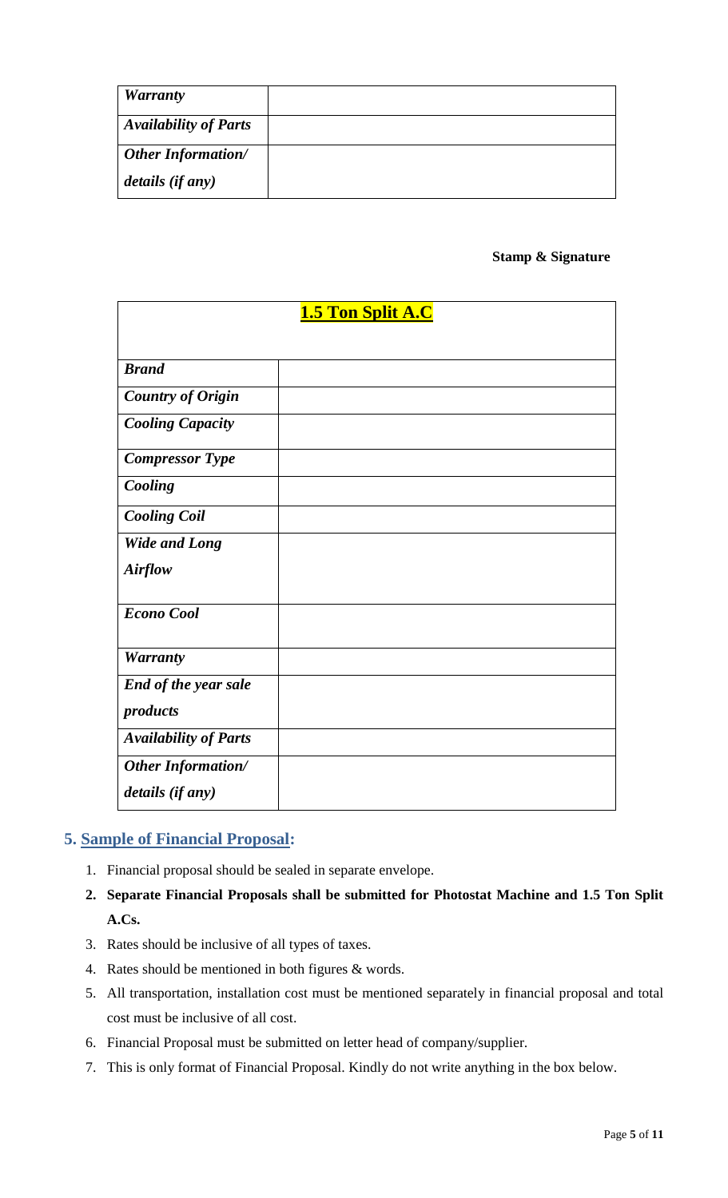| | |
|---|---|
| ***Warranty*** | |
| ***Availability of Parts*** | |
| ***Other Information/ details (if any)*** | |

**Stamp & Signature**

| **1.5 Ton Split A.C** | |
|---|---|
| ***Brand*** | |
| ***Country of Origin*** | |
| ***Cooling Capacity*** | |
| ***Compressor Type*** | |
| ***Cooling*** | |
| ***Cooling Coil*** | |
| ***Wide and Long Airflow*** | |
| ***Econo Cool*** | |
| ***Warranty*** | |
| ***End of the year sale products*** | |
| ***Availability of Parts*** | |
| ***Other Information/ details (if any)*** | |

## 5. Sample of Financial Proposal:

1. Financial proposal should be sealed in separate envelope.
2. **Separate Financial Proposals shall be submitted for Photostat Machine and 1.5 Ton Split A.Cs.**
3. Rates should be inclusive of all types of taxes.
4. Rates should be mentioned in both figures & words.
5. All transportation, installation cost must be mentioned separately in financial proposal and total cost must be inclusive of all cost.
6. Financial Proposal must be submitted on letter head of company/supplier.
7. This is only format of Financial Proposal. Kindly do not write anything in the box below.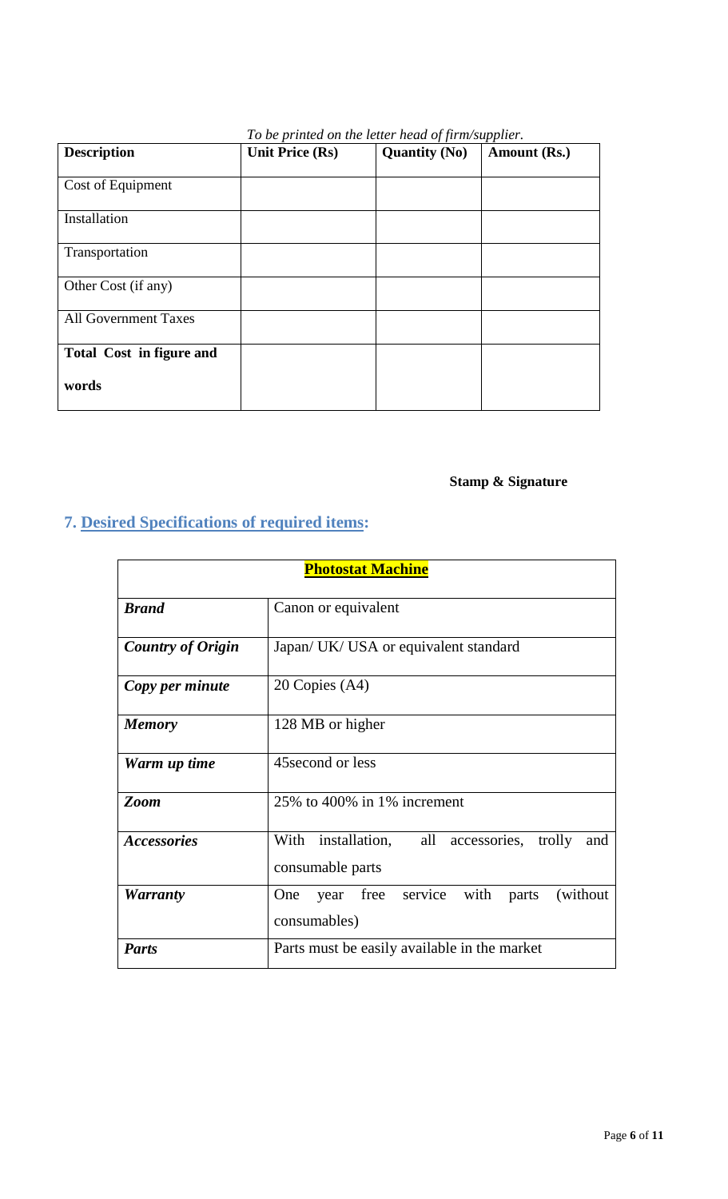*To be printed on the letter head of firm/supplier.*

| **Description** | **Unit Price (Rs)** | **Quantity (No)** | **Amount (Rs.)** |
|---|---|---|---|
| Cost of Equipment | | | |
| Installation | | | |
| Transportation | | | |
| Other Cost (if any) | | | |
| All Government Taxes | | | |
| **Total Cost in figure and words** | | | |

**Stamp & Signature**

## 7. Desired Specifications of required items:

| **Photostat Machine** | |
|---|---|
| ***Brand*** | Canon or equivalent |
| ***Country of Origin*** | Japan/ UK/ USA or equivalent standard |
| ***Copy per minute*** | 20 Copies (A4) |
| ***Memory*** | 128 MB or higher |
| ***Warm up time*** | 45second or less |
| ***Zoom*** | 25% to 400% in 1% increment |
| ***Accessories*** | With installation, all accessories, trolly and consumable parts |
| ***Warranty*** | One year free service with parts (without consumables) |
| ***Parts*** | Parts must be easily available in the market |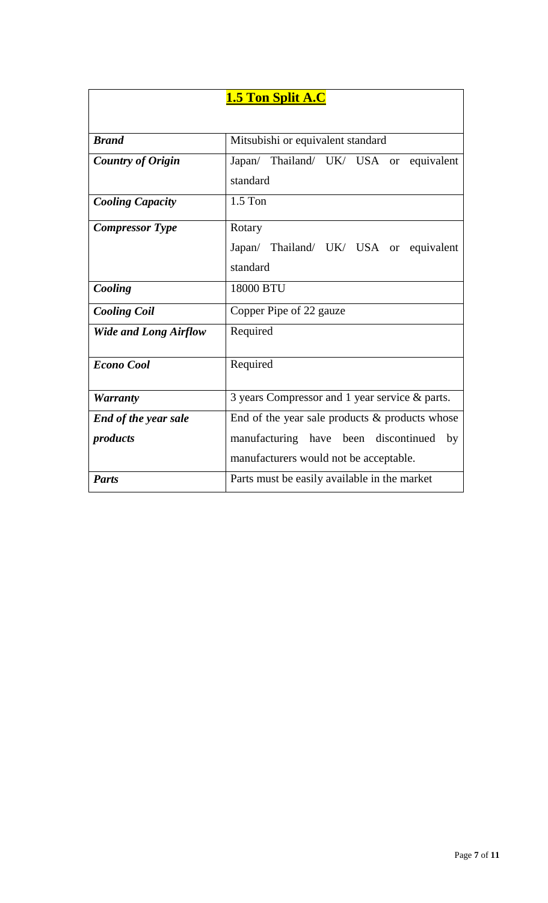## 1.5 Ton Split A.C

| | |
|---|---|
| ***Brand*** | Mitsubishi or equivalent standard |
| ***Country of Origin*** | Japan/ Thailand/ UK/ USA or equivalent standard |
| ***Cooling Capacity*** | 1.5 Ton |
| ***Compressor Type*** | Rotary<br>Japan/ Thailand/ UK/ USA or equivalent standard |
| ***Cooling*** | 18000 BTU |
| ***Cooling Coil*** | Copper Pipe of 22 gauze |
| ***Wide and Long Airflow*** | Required |
| ***Econo Cool*** | Required |
| ***Warranty*** | 3 years Compressor and 1 year service & parts. |
| ***End of the year sale products*** | End of the year sale products & products whose manufacturing have been discontinued by manufacturers would not be acceptable. |
| ***Parts*** | Parts must be easily available in the market |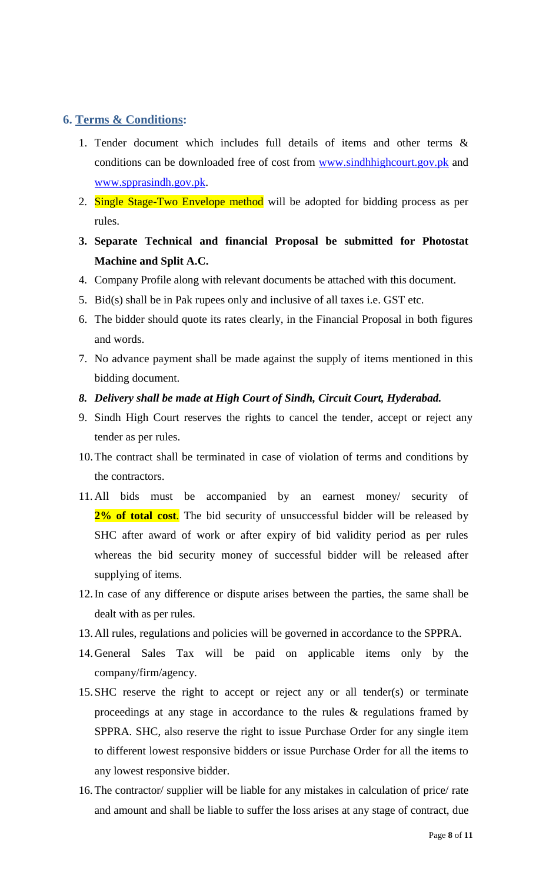## 6. Terms & Conditions:

1. Tender document which includes full details of items and other terms & conditions can be downloaded free of cost from www.sindhhighcourt.gov.pk and www.spprasindh.gov.pk.
2. Single Stage-Two Envelope method will be adopted for bidding process as per rules.
3. **Separate Technical and financial Proposal be submitted for Photostat Machine and Split A.C.**
4. Company Profile along with relevant documents be attached with this document.
5. Bid(s) shall be in Pak rupees only and inclusive of all taxes i.e. GST etc.
6. The bidder should quote its rates clearly, in the Financial Proposal in both figures and words.
7. No advance payment shall be made against the supply of items mentioned in this bidding document.
8. ***Delivery shall be made at High Court of Sindh, Circuit Court, Hyderabad.***
9. Sindh High Court reserves the rights to cancel the tender, accept or reject any tender as per rules.
10. The contract shall be terminated in case of violation of terms and conditions by the contractors.
11. All bids must be accompanied by an earnest money/ security of **2% of total cost**. The bid security of unsuccessful bidder will be released by SHC after award of work or after expiry of bid validity period as per rules whereas the bid security money of successful bidder will be released after supplying of items.
12. In case of any difference or dispute arises between the parties, the same shall be dealt with as per rules.
13. All rules, regulations and policies will be governed in accordance to the SPPRA.
14. General Sales Tax will be paid on applicable items only by the company/firm/agency.
15. SHC reserve the right to accept or reject any or all tender(s) or terminate proceedings at any stage in accordance to the rules & regulations framed by SPPRA. SHC, also reserve the right to issue Purchase Order for any single item to different lowest responsive bidders or issue Purchase Order for all the items to any lowest responsive bidder.
16. The contractor/ supplier will be liable for any mistakes in calculation of price/ rate and amount and shall be liable to suffer the loss arises at any stage of contract, due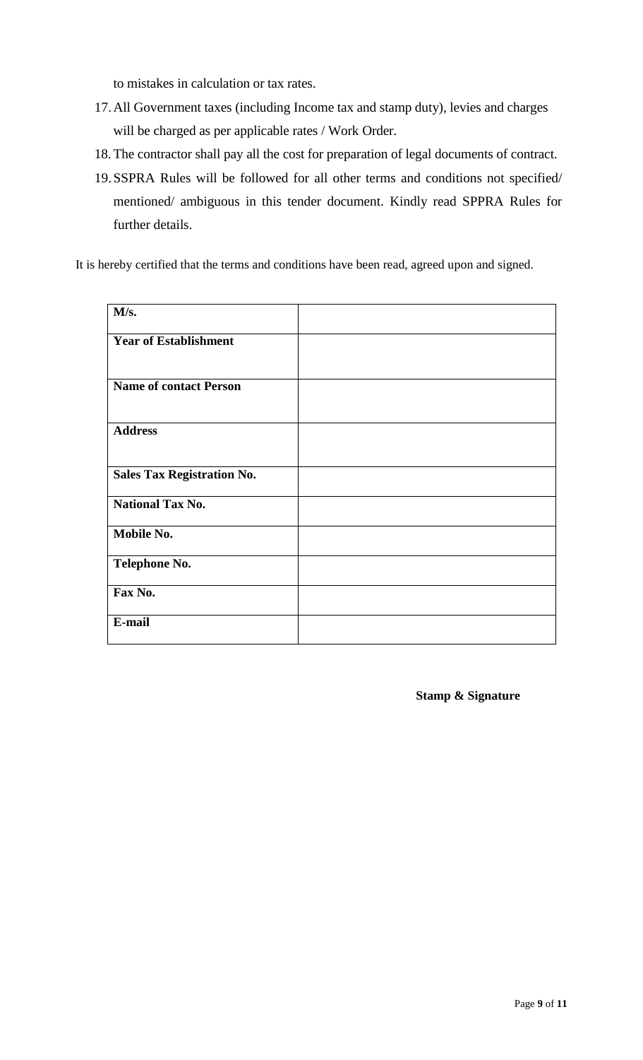to mistakes in calculation or tax rates.

17. All Government taxes (including Income tax and stamp duty), levies and charges will be charged as per applicable rates / Work Order.
18. The contractor shall pay all the cost for preparation of legal documents of contract.
19. SSPRA Rules will be followed for all other terms and conditions not specified/ mentioned/ ambiguous in this tender document. Kindly read SPPRA Rules for further details.

It is hereby certified that the terms and conditions have been read, agreed upon and signed.

| **M/s.** | |
|---|---|
| **Year of Establishment** | |
| **Name of contact Person** | |
| **Address** | |
| **Sales Tax Registration No.** | |
| **National Tax No.** | |
| **Mobile No.** | |
| **Telephone No.** | |
| **Fax No.** | |
| **E-mail** | |

**Stamp & Signature**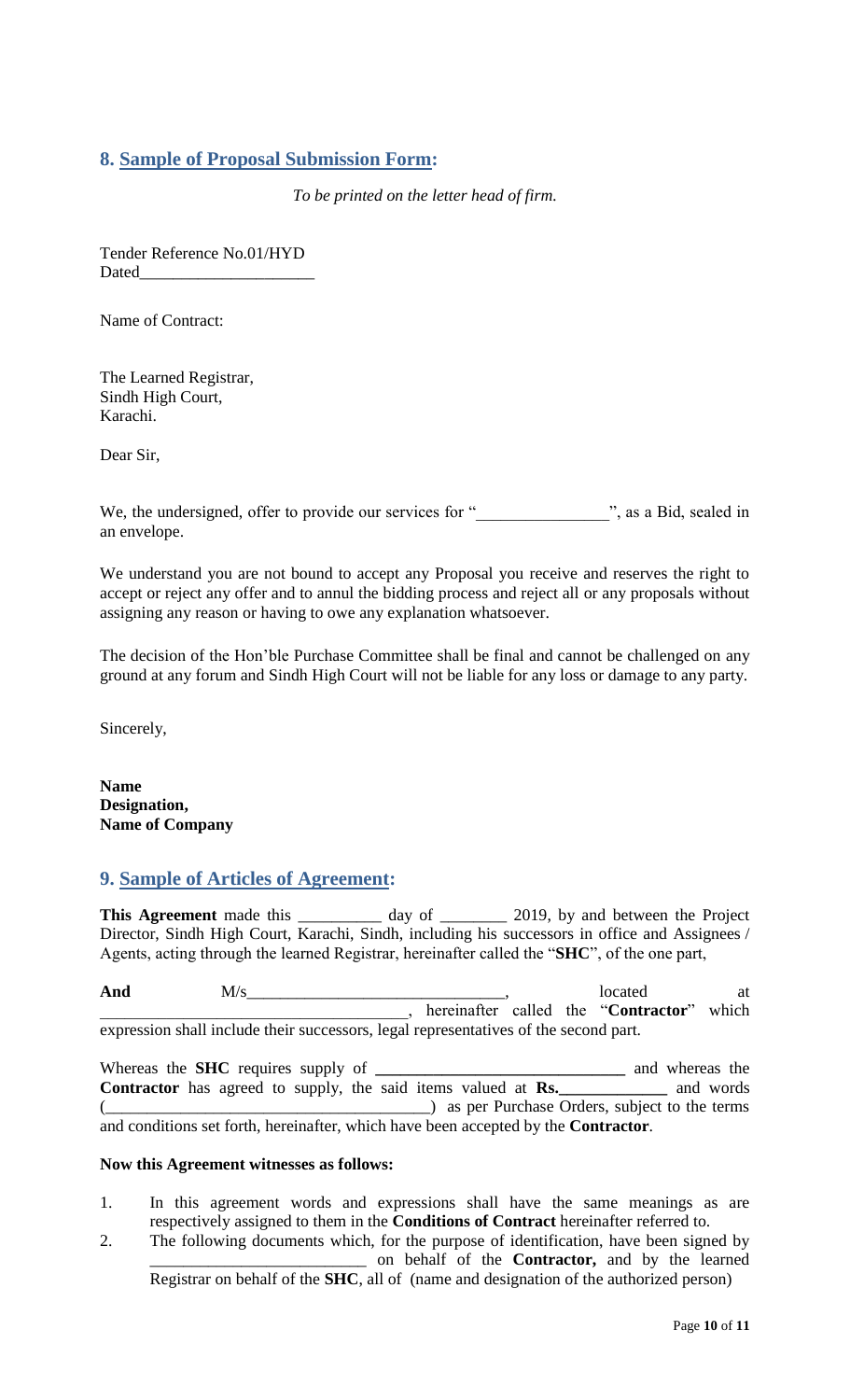## 8. Sample of Proposal Submission Form:

*To be printed on the letter head of firm.*

Tender Reference No.01/HYD
Dated____________________

Name of Contract:

The Learned Registrar,
Sindh High Court,
Karachi.

Dear Sir,

We, the undersigned, offer to provide our services for "________________", as a Bid, sealed in an envelope.

We understand you are not bound to accept any Proposal you receive and reserves the right to accept or reject any offer and to annul the bidding process and reject all or any proposals without assigning any reason or having to owe any explanation whatsoever.

The decision of the Hon'ble Purchase Committee shall be final and cannot be challenged on any ground at any forum and Sindh High Court will not be liable for any loss or damage to any party.

Sincerely,

**Name**
**Designation,**
**Name of Company**

## 9. Sample of Articles of Agreement:

**This Agreement** made this __________ day of ________ 2019, by and between the Project Director, Sindh High Court, Karachi, Sindh, including his successors in office and Assignees / Agents, acting through the learned Registrar, hereinafter called the "**SHC**", of the one part,

**And** M/s______________________________, located at ___________________________________, hereinafter called the "**Contractor**" which expression shall include their successors, legal representatives of the second part.

Whereas the **SHC** requires supply of **______________________________** and whereas the **Contractor** has agreed to supply, the said items valued at **Rs.____________** and words (_______________________________________) as per Purchase Orders, subject to the terms and conditions set forth, hereinafter, which have been accepted by the **Contractor**.

**Now this Agreement witnesses as follows:**

1. In this agreement words and expressions shall have the same meanings as are respectively assigned to them in the **Conditions of Contract** hereinafter referred to.
2. The following documents which, for the purpose of identification, have been signed by __________________________ on behalf of the **Contractor,** and by the learned Registrar on behalf of the **SHC**, all of (name and designation of the authorized person)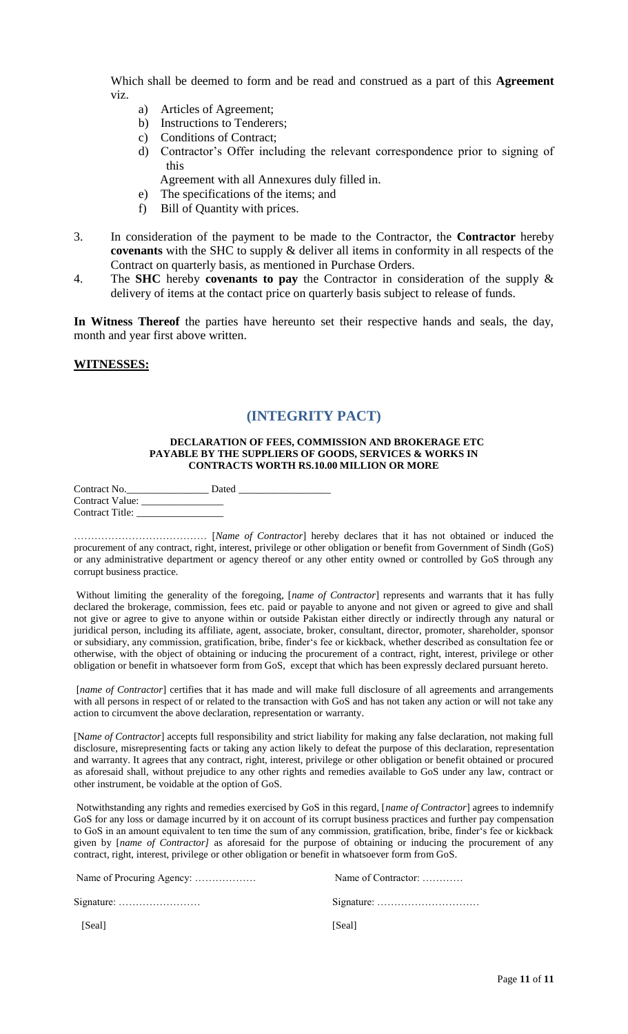Which shall be deemed to form and be read and construed as a part of this **Agreement** viz.

a) Articles of Agreement;
b) Instructions to Tenderers;
c) Conditions of Contract;
d) Contractor's Offer including the relevant correspondence prior to signing of this
   Agreement with all Annexures duly filled in.
e) The specifications of the items; and
f) Bill of Quantity with prices.

3. In consideration of the payment to be made to the Contractor, the **Contractor** hereby **covenants** with the SHC to supply & deliver all items in conformity in all respects of the Contract on quarterly basis, as mentioned in Purchase Orders.
4. The **SHC** hereby **covenants to pay** the Contractor in consideration of the supply & delivery of items at the contact price on quarterly basis subject to release of funds.

**In Witness Thereof** the parties have hereunto set their respective hands and seals, the day, month and year first above written.

**WITNESSES:**

## (INTEGRITY PACT)

**DECLARATION OF FEES, COMMISSION AND BROKERAGE ETC PAYABLE BY THE SUPPLIERS OF GOODS, SERVICES & WORKS IN CONTRACTS WORTH RS.10.00 MILLION OR MORE**

Contract No.________________ Dated __________________
Contract Value: ________________
Contract Title: _________________

………………………………… [*Name of Contractor*] hereby declares that it has not obtained or induced the procurement of any contract, right, interest, privilege or other obligation or benefit from Government of Sindh (GoS) or any administrative department or agency thereof or any other entity owned or controlled by GoS through any corrupt business practice.

Without limiting the generality of the foregoing, [*name of Contractor*] represents and warrants that it has fully declared the brokerage, commission, fees etc. paid or payable to anyone and not given or agreed to give and shall not give or agree to give to anyone within or outside Pakistan either directly or indirectly through any natural or juridical person, including its affiliate, agent, associate, broker, consultant, director, promoter, shareholder, sponsor or subsidiary, any commission, gratification, bribe, finder's fee or kickback, whether described as consultation fee or otherwise, with the object of obtaining or inducing the procurement of a contract, right, interest, privilege or other obligation or benefit in whatsoever form from GoS, except that which has been expressly declared pursuant hereto.

[*name of Contractor*] certifies that it has made and will make full disclosure of all agreements and arrangements with all persons in respect of or related to the transaction with GoS and has not taken any action or will not take any action to circumvent the above declaration, representation or warranty.

[N*ame of Contractor*] accepts full responsibility and strict liability for making any false declaration, not making full disclosure, misrepresenting facts or taking any action likely to defeat the purpose of this declaration, representation and warranty. It agrees that any contract, right, interest, privilege or other obligation or benefit obtained or procured as aforesaid shall, without prejudice to any other rights and remedies available to GoS under any law, contract or other instrument, be voidable at the option of GoS.

Notwithstanding any rights and remedies exercised by GoS in this regard, [*name of Contractor*] agrees to indemnify GoS for any loss or damage incurred by it on account of its corrupt business practices and further pay compensation to GoS in an amount equivalent to ten time the sum of any commission, gratification, bribe, finder's fee or kickback given by [*name of Contractor]* as aforesaid for the purpose of obtaining or inducing the procurement of any contract, right, interest, privilege or other obligation or benefit in whatsoever form from GoS.

| | |
|---|---|
| Name of Procuring Agency: ……………… | Name of Contractor: ………… |
| Signature: …………………… | Signature: ………………………… |
| [Seal] | [Seal] |